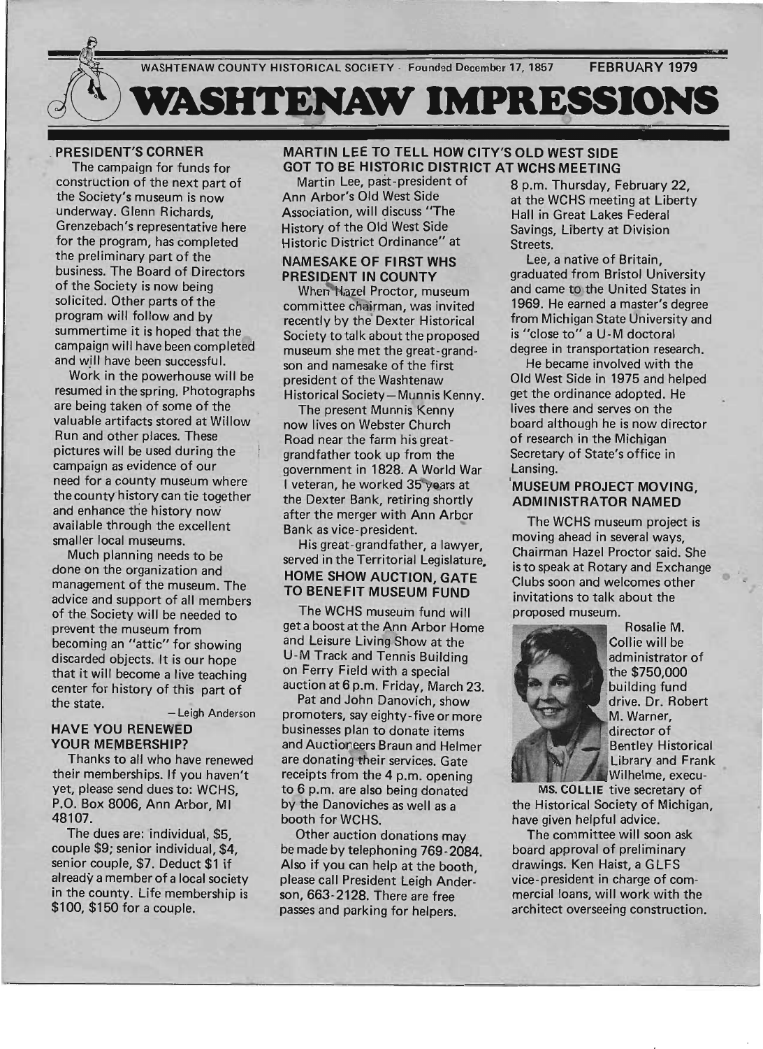WASHTENAW COUNTY HISTORICAL SOCIETY · Founded December 17, 1857 FEBRUARY 1979

# WASHTENAW IMPRESSIONS

## PRESIDENT'S CORNER

The campaign for funds for construction of the next part of the Society's museum is now underway. Glenn Richards, Grenzebach's representative here for the program, has completed the preliminary part of the business. The Board of Directors of the Society is now being solicited. Other parts of the program will follow and by summertime it is hoped that the campaign will have been completed and will have been successful.

Work in the powerhouse will be resumed in the spring. Photographs are being taken of some of the valuable artifacts stored at Willow Run and other places. These pictures will be used during the campaign as evidence of our need for a county museum where the county history can tie together and enhance the history now available through the excellent smaller local museums.

Much planning needs to be done on the organization and management of the museum. The advice and support of all members of the Society will be needed to prevent the museum from becoming an "attic" for showing discarded objects. It is our hope that it will become a live teaching center for history of this part of the state.

—Leigh Anderson

## HAVE YOU RENEWED YOUR MEMBERSHIP?

Thanks to all who have renewed their memberships. If you haven't yet, please send dues to: WCHS, P.O. Box 8006, Ann Arbor, MI 48107.

The dues are: individual, $5, couple $9; senior individual, $4, senior couple, $7. Deduct $1 if already a member of a local society in the county. Life membership is $100, $150 for a couple.

## MARTIN LEE TO TELL HOW CITY'S OLD WEST SIDE GOT TO BE HISTORIC DISTRICT AT WCHS MEETING

Martin Lee, past-president of Ann Arbor's Old West Side Association, will discuss "The History of the Old West Side Historic District Ordinance" at 8 p.m. Thursday, February 22, at the WCHS meeting at Liberty Hall in Great Lakes Federal Savings, Liberty at Division Streets.

Lee, a native of Britain, graduated from Bristol University and came to the United States in 1969. He earned a master's degree from Michigan State University and is "close to" a U-M doctoral degree in transportation research.

He became involved with the Old West Side in 1975 and helped get the ordinance adopted. He lives there and serves on the board although he is now director of research in the Michigan Secretary of State's office in Lansing.

## NAMESAKE OF FIRST WHS PRESIDENT IN COUNTY

When Hazel Proctor, museum committee chairman, was invited recently by the Dexter Historical Society to talk about the proposed museum she met the great-grandson and namesake of the first president of the Washtenaw Historical Society—Munnis Kenny.

The present Munnis Kenny now lives on Webster Church Road near the farm his great-grandfather took up from the government in 1828. A World War I veteran, he worked 35 years at the Dexter Bank, retiring shortly after the merger with Ann Arbor Bank as vice-president.

His great-grandfather, a lawyer, served in the Territorial Legislature.

## HOME SHOW AUCTION, GATE TO BENEFIT MUSEUM FUND

The WCHS museum fund will get a boost at the Ann Arbor Home and Leisure Living Show at the U-M Track and Tennis Building on Ferry Field with a special auction at 6 p.m. Friday, March 23.

Pat and John Danovich, show promoters, say eighty-five or more businesses plan to donate items and Auctioneers Braun and Helmer are donating their services. Gate receipts from the 4 p.m. opening to 6 p.m. are also being donated by the Danoviches as well as a booth for WCHS.

Other auction donations may be made by telephoning 769-2084. Also if you can help at the booth, please call President Leigh Anderson, 663-2128. There are free passes and parking for helpers.

## MUSEUM PROJECT MOVING, ADMINISTRATOR NAMED

The WCHS museum project is moving ahead in several ways, Chairman Hazel Proctor said. She is to speak at Rotary and Exchange Clubs soon and welcomes other invitations to talk about the proposed museum.

Rosalie M. Collie will be administrator of the $750,000 building fund drive. Dr. Robert M. Warner, director of Bentley Historical Library and Frank Wilhelme, executive secretary of the Historical Society of Michigan, have given helpful advice.

MS. COLLIE

The committee will soon ask board approval of preliminary drawings. Ken Haist, a GLFS vice-president in charge of commercial loans, will work with the architect overseeing construction.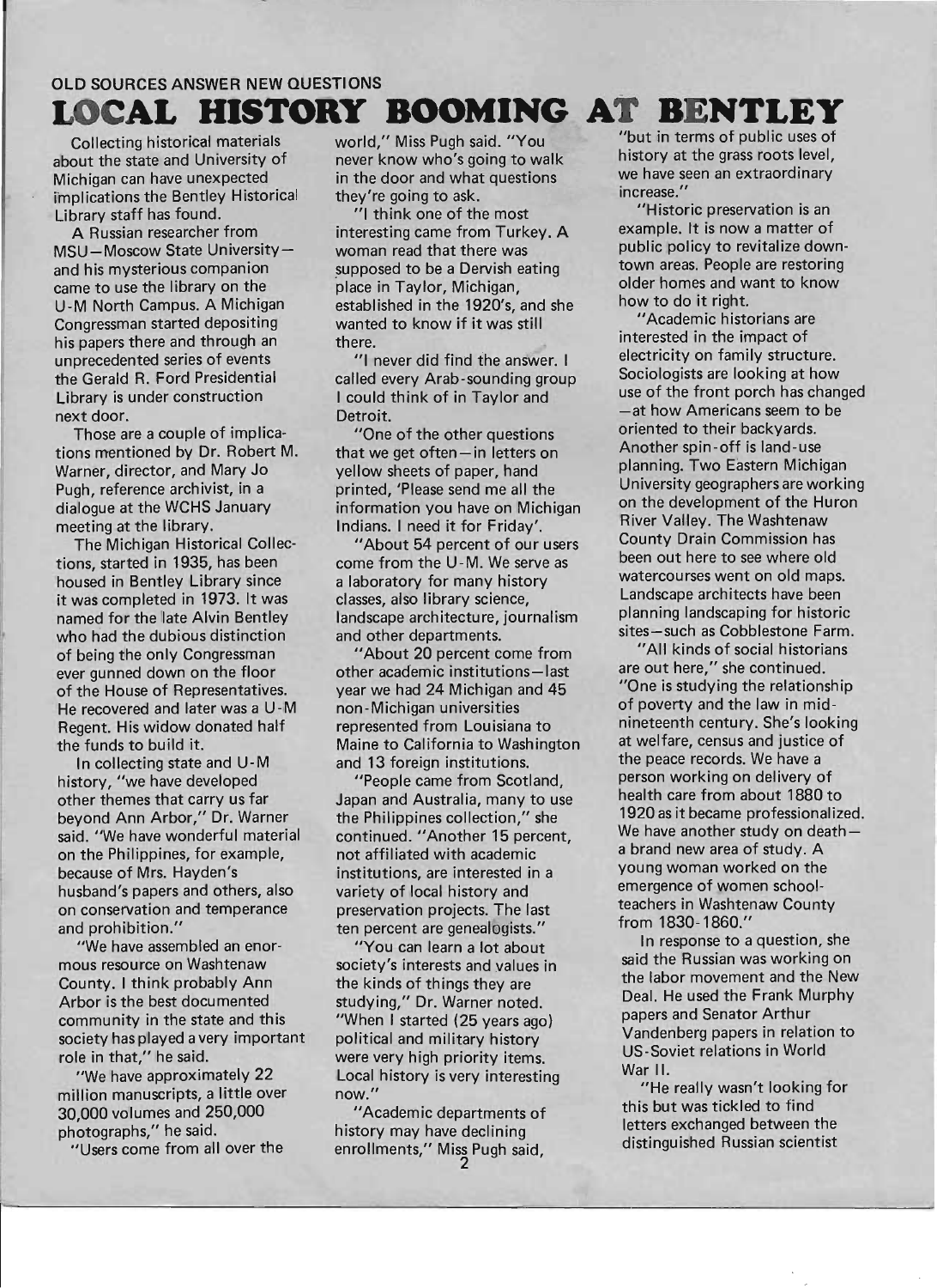OLD SOURCES ANSWER NEW QUESTIONS

# LOCAL HISTORY BOOMING AT BENTLEY

Collecting historical materials about the state and University of Michigan can have unexpected implications the Bentley Historical Library staff has found.

A Russian researcher from MSU—Moscow State University—and his mysterious companion came to use the library on the U-M North Campus. A Michigan Congressman started depositing his papers there and through an unprecedented series of events the Gerald R. Ford Presidential Library is under construction next door.

Those are a couple of implications mentioned by Dr. Robert M. Warner, director, and Mary Jo Pugh, reference archivist, in a dialogue at the WCHS January meeting at the library.

The Michigan Historical Collections, started in 1935, has been housed in Bentley Library since it was completed in 1973. It was named for the late Alvin Bentley who had the dubious distinction of being the only Congressman ever gunned down on the floor of the House of Representatives. He recovered and later was a U-M Regent. His widow donated half the funds to build it.

In collecting state and U-M history, "we have developed other themes that carry us far beyond Ann Arbor," Dr. Warner said. "We have wonderful material on the Philippines, for example, because of Mrs. Hayden's husband's papers and others, also on conservation and temperance and prohibition."

"We have assembled an enormous resource on Washtenaw County. I think probably Ann Arbor is the best documented community in the state and this society has played a very important role in that," he said.

"We have approximately 22 million manuscripts, a little over 30,000 volumes and 250,000 photographs," he said.

"Users come from all over the world," Miss Pugh said. "You never know who's going to walk in the door and what questions they're going to ask.

"I think one of the most interesting came from Turkey. A woman read that there was supposed to be a Dervish eating place in Taylor, Michigan, established in the 1920's, and she wanted to know if it was still there.

"I never did find the answer. I called every Arab-sounding group I could think of in Taylor and Detroit.

"One of the other questions that we get often—in letters on yellow sheets of paper, hand printed, 'Please send me all the information you have on Michigan Indians. I need it for Friday'.

"About 54 percent of our users come from the U-M. We serve as a laboratory for many history classes, also library science, landscape architecture, journalism and other departments.

"About 20 percent come from other academic institutions—last year we had 24 Michigan and 45 non-Michigan universities represented from Louisiana to Maine to California to Washington and 13 foreign institutions.

"People came from Scotland, Japan and Australia, many to use the Philippines collection," she continued. "Another 15 percent, not affiliated with academic institutions, are interested in a variety of local history and preservation projects. The last ten percent are genealogists."

"You can learn a lot about society's interests and values in the kinds of things they are studying," Dr. Warner noted. "When I started (25 years ago) political and military history were very high priority items. Local history is very interesting now."

"Academic departments of history may have declining enrollments," Miss Pugh said, "but in terms of public uses of history at the grass roots level, we have seen an extraordinary increase."

"Historic preservation is an example. It is now a matter of public policy to revitalize downtown areas. People are restoring older homes and want to know how to do it right.

"Academic historians are interested in the impact of electricity on family structure. Sociologists are looking at how use of the front porch has changed—at how Americans seem to be oriented to their backyards. Another spin-off is land-use planning. Two Eastern Michigan University geographers are working on the development of the Huron River Valley. The Washtenaw County Drain Commission has been out here to see where old watercourses went on old maps. Landscape architects have been planning landscaping for historic sites—such as Cobblestone Farm.

"All kinds of social historians are out here," she continued. "One is studying the relationship of poverty and the law in mid-nineteenth century. She's looking at welfare, census and justice of the peace records. We have a person working on delivery of health care from about 1880 to 1920 as it became professionalized. We have another study on death—a brand new area of study. A young woman worked on the emergence of women schoolteachers in Washtenaw County from 1830-1860."

In response to a question, she said the Russian was working on the labor movement and the New Deal. He used the Frank Murphy papers and Senator Arthur Vandenberg papers in relation to US-Soviet relations in World War II.

"He really wasn't looking for this but was tickled to find letters exchanged between the distinguished Russian scientist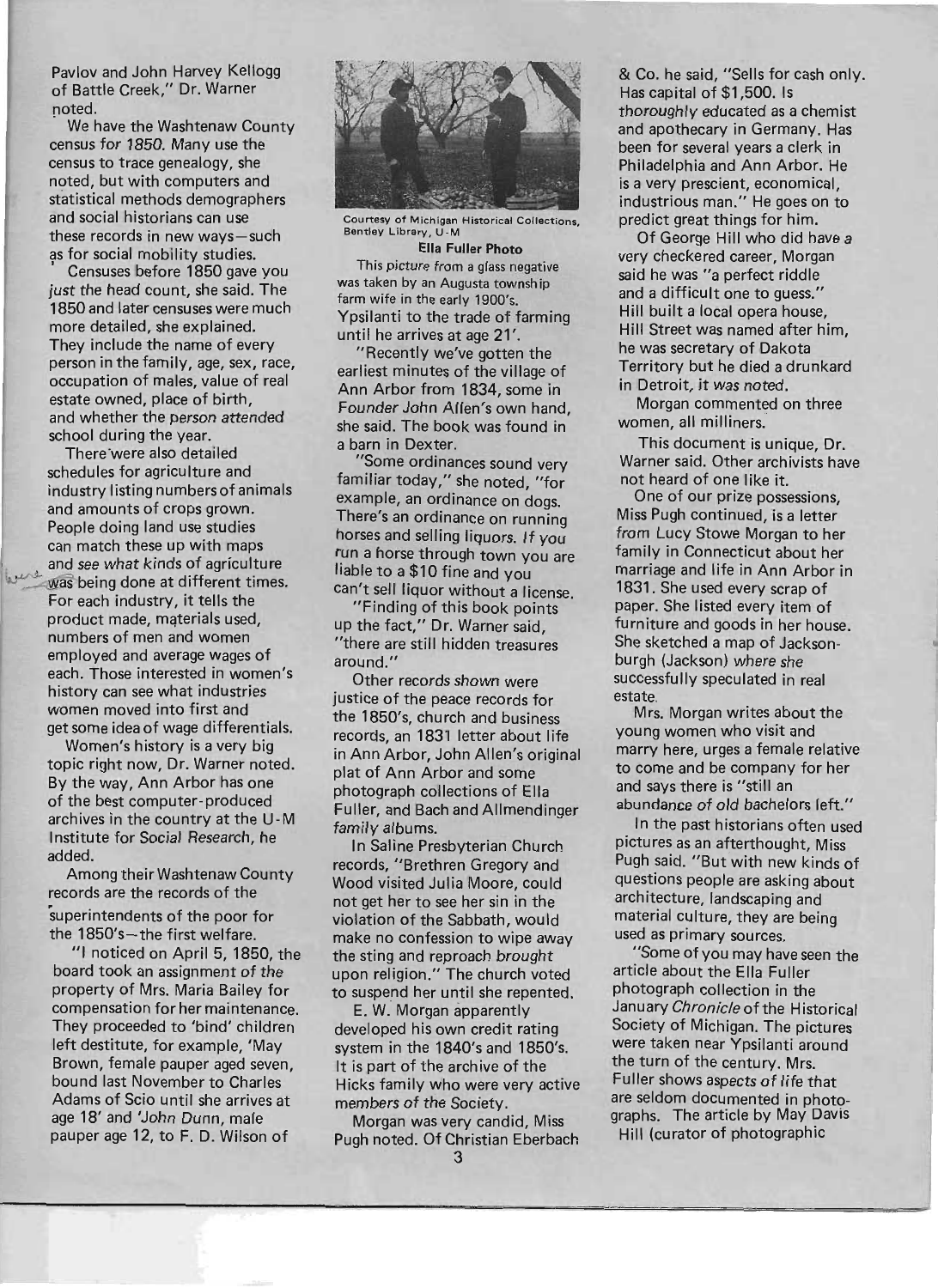Pavlov and John Harvey Kellogg of Battle Creek," Dr. Warner noted.

We have the Washtenaw County census for 1850. Many use the census to trace genealogy, she noted, but with computers and statistical methods demographers and social historians can use these records in new ways—such as for social mobility studies.

Censuses before 1850 gave you just the head count, she said. The 1850 and later censuses were much more detailed, she explained. They include the name of every person in the family, age, sex, race, occupation of males, value of real estate owned, place of birth, and whether the person attended school during the year.

There were also detailed schedules for agriculture and industry listing numbers of animals and amounts of crops grown. People doing land use studies can match these up with maps and see what kinds of agriculture was being done at different times. For each industry, it tells the product made, materials used, numbers of men and women employed and average wages of each. Those interested in women's history can see what industries women moved into first and get some idea of wage differentials.

Women's history is a very big topic right now, Dr. Warner noted. By the way, Ann Arbor has one of the best computer-produced archives in the country at the U-M Institute for Social Research, he added.

Among their Washtenaw County records are the records of the superintendents of the poor for the 1850's—the first welfare.

"I noticed on April 5, 1850, the board took an assignment of the property of Mrs. Maria Bailey for compensation for her maintenance. They proceeded to 'bind' children left destitute, for example, 'May Brown, female pauper aged seven, bound last November to Charles Adams of Scio until she arrives at age 18' and 'John Dunn, male pauper age 12, to F. D. Wilson of Ypsilanti to the trade of farming until he arrives at age 21'.

Courtesy of Michigan Historical Collections, Bentley Library, U-M

**Ella Fuller Photo**

This picture from a glass negative was taken by an Augusta township farm wife in the early 1900's.

"Recently we've gotten the earliest minutes of the village of Ann Arbor from 1834, some in Founder John Allen's own hand, she said. The book was found in a barn in Dexter.

"Some ordinances sound very familiar today," she noted, "for example, an ordinance on dogs. There's an ordinance on running horses and selling liquors. If you run a horse through town you are liable to a $10 fine and you can't sell liquor without a license.

"Finding of this book points up the fact," Dr. Warner said, "there are still hidden treasures around."

Other records shown were justice of the peace records for the 1850's, church and business records, an 1831 letter about life in Ann Arbor, John Allen's original plat of Ann Arbor and some photograph collections of Ella Fuller, and Bach and Allmendinger family albums.

In Saline Presbyterian Church records, "Brethren Gregory and Wood visited Julia Moore, could not get her to see her sin in the violation of the Sabbath, would make no confession to wipe away the sting and reproach brought upon religion." The church voted to suspend her until she repented.

E. W. Morgan apparently developed his own credit rating system in the 1840's and 1850's. It is part of the archive of the Hicks family who were very active members of the Society.

Morgan was very candid, Miss Pugh noted. Of Christian Eberbach & Co. he said, "Sells for cash only. Has capital of $1,500. Is thoroughly educated as a chemist and apothecary in Germany. Has been for several years a clerk in Philadelphia and Ann Arbor. He is a very prescient, economical, industrious man." He goes on to predict great things for him.

Of George Hill who did have a very checkered career, Morgan said he was "a perfect riddle and a difficult one to guess." Hill built a local opera house, Hill Street was named after him, he was secretary of Dakota Territory but he died a drunkard in Detroit, it was noted.

Morgan commented on three women, all milliners.

This document is unique, Dr. Warner said. Other archivists have not heard of one like it.

One of our prize possessions, Miss Pugh continued, is a letter from Lucy Stowe Morgan to her family in Connecticut about her marriage and life in Ann Arbor in 1831. She used every scrap of paper. She listed every item of furniture and goods in her house. She sketched a map of Jacksonburgh (Jackson) where she successfully speculated in real estate.

Mrs. Morgan writes about the young women who visit and marry here, urges a female relative to come and be company for her and says there is "still an abundance of old bachelors left."

In the past historians often used pictures as an afterthought, Miss Pugh said. "But with new kinds of questions people are asking about architecture, landscaping and material culture, they are being used as primary sources.

"Some of you may have seen the article about the Ella Fuller photograph collection in the January *Chronicle* of the Historical Society of Michigan. The pictures were taken near Ypsilanti around the turn of the century. Mrs. Fuller shows aspects of life that are seldom documented in photographs. The article by May Davis Hill (curator of photographic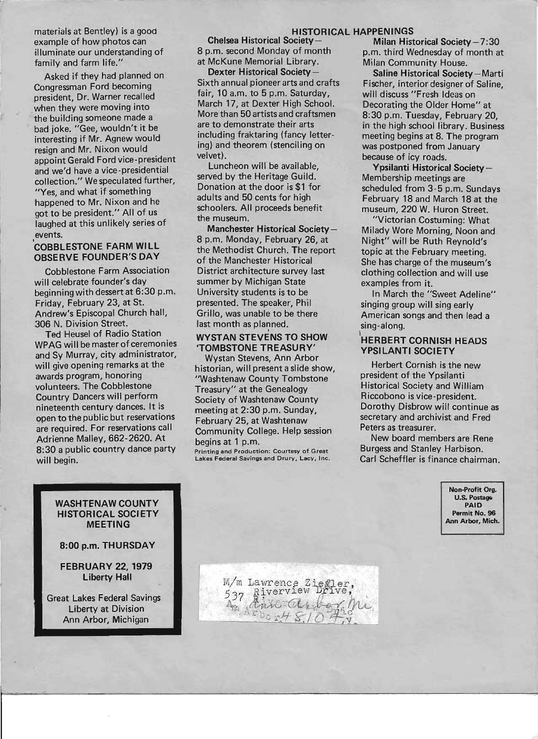materials at Bentley) is a good example of how photos can illuminate our understanding of family and farm life."

Asked if they had planned on Congressman Ford becoming president, Dr. Warner recalled when they were moving into the building someone made a bad joke. "Gee, wouldn't it be interesting if Mr. Agnew would resign and Mr. Nixon would appoint Gerald Ford vice-president and we'd have a vice-presidential collection." We speculated further, "Yes, and what if something happened to Mr. Nixon and he got to be president." All of us laughed at this unlikely series of events.

## COBBLESTONE FARM WILL OBSERVE FOUNDER'S DAY

Cobblestone Farm Association will celebrate founder's day beginning with dessert at 6:30 p.m. Friday, February 23, at St. Andrew's Episcopal Church hall, 306 N. Division Street.

Ted Heusel of Radio Station WPAG will be master of ceremonies and Sy Murray, city administrator, will give opening remarks at the awards program, honoring volunteers. The Cobblestone Country Dancers will perform nineteenth century dances. It is open to the public but reservations are required. For reservations call Adrienne Malley, 662-2620. At 8:30 a public country dance party will begin.

## HISTORICAL HAPPENINGS

**Chelsea Historical Society**—8 p.m. second Monday of month at McKune Memorial Library.

**Dexter Historical Society**—Sixth annual pioneer arts and crafts fair, 10 a.m. to 5 p.m. Saturday, March 17, at Dexter High School. More than 50 artists and craftsmen are to demonstrate their arts including fraktaring (fancy lettering) and theorem (stenciling on velvet).

Luncheon will be available, served by the Heritage Guild. Donation at the door is $1 for adults and 50 cents for high schoolers. All proceeds benefit the museum.

**Manchester Historical Society**—8 p.m. Monday, February 26, at the Methodist Church. The report of the Manchester Historical District architecture survey last summer by Michigan State University students is to be presented. The speaker, Phil Grillo, was unable to be there last month as planned.

## WYSTAN STEVENS TO SHOW 'TOMBSTONE TREASURY'

Wystan Stevens, Ann Arbor historian, will present a slide show, "Washtenaw County Tombstone Treasury" at the Genealogy Society of Washtenaw County meeting at 2:30 p.m. Sunday, February 25, at Washtenaw Community College. Help session begins at 1 p.m.

Printing and Production: Courtesy of Great Lakes Federal Savings and Drury, Lacy, Inc.

**Milan Historical Society**—7:30 p.m. third Wednesday of month at Milan Community House.

**Saline Historical Society**—Marti Fischer, interior designer of Saline, will discuss "Fresh Ideas on Decorating the Older Home" at 8:30 p.m. Tuesday, February 20, in the high school library. Business meeting begins at 8. The program was postponed from January because of icy roads.

**Ypsilanti Historical Society**—Membership meetings are scheduled from 3-5 p.m. Sundays February 18 and March 18 at the museum, 220 W. Huron Street.

"Victorian Costuming: What Milady Wore Morning, Noon and Night" will be Ruth Reynold's topic at the February meeting. She has charge of the museum's clothing collection and will use examples from it.

In March the "Sweet Adeline" singing group will sing early American songs and then lead a sing-along.

## HERBERT CORNISH HEADS YPSILANTI SOCIETY

Herbert Cornish is the new president of the Ypsilanti Historical Society and William Riccobono is vice-president. Dorothy Disbrow will continue as secretary and archivist and Fred Peters as treasurer.

New board members are Rene Burgess and Stanley Harbison. Carl Scheffler is finance chairman.

**WASHTENAW COUNTY HISTORICAL SOCIETY MEETING**

**8:00 p.m. THURSDAY**

**FEBRUARY 22, 1979**
**Liberty Hall**

Great Lakes Federal Savings
Liberty at Division
Ann Arbor, Michigan

Non-Profit Org.
U.S. Postage
PAID
Permit No. 96
Ann Arbor, Mich.

M/m Lawrence Ziegler,
537 Riverview Drive,
Ann Arbor, Mi. 48104